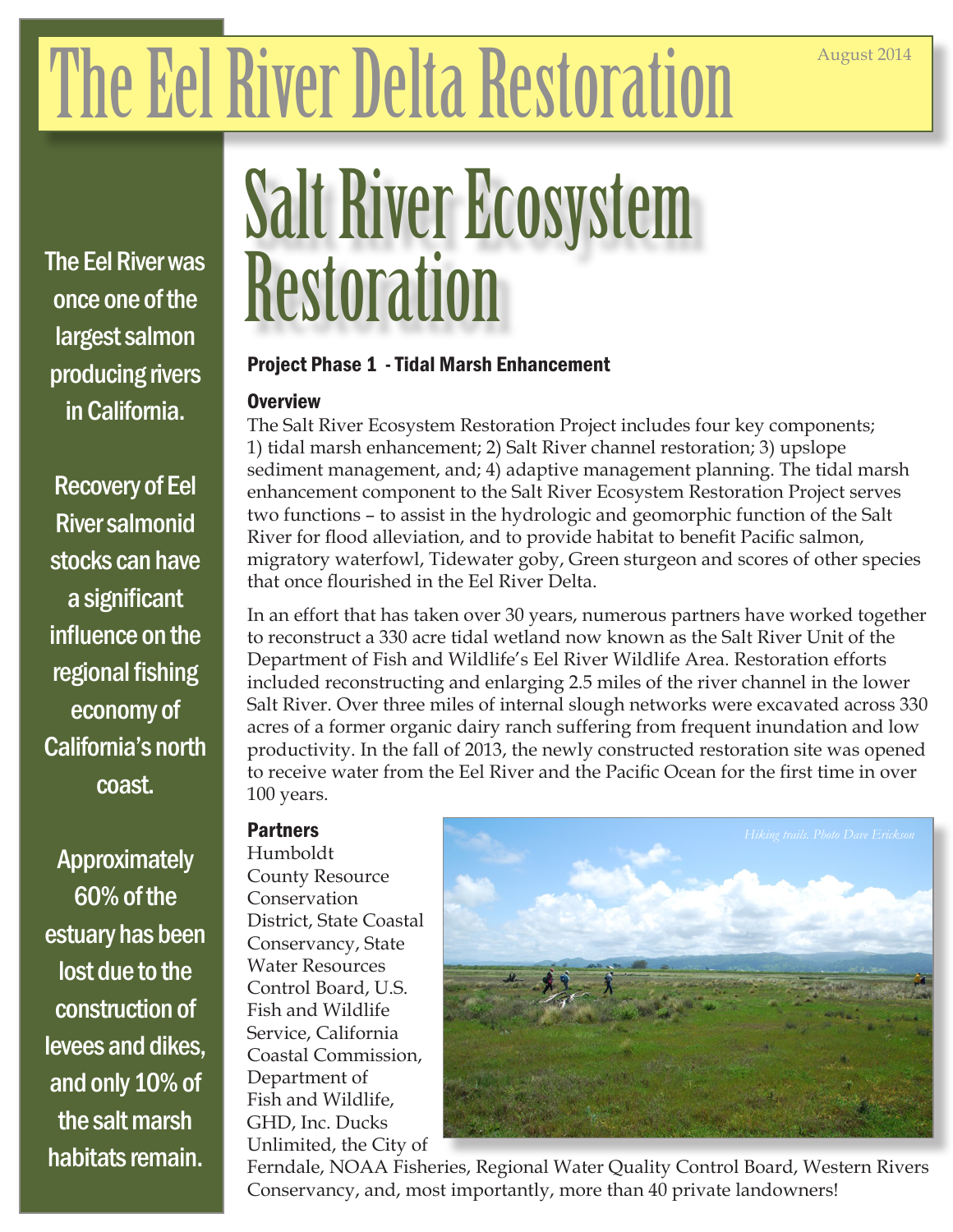# The Eel River Delta Restoration

August 2014

The Eel River was once one of the largest salmon producing rivers in California.

Recovery of Eel River salmonid stocks can have a significant influence on the regional fishing economy of California's north coast.

Approximately 60% of the estuary has been lost due to the construction of levees and dikes, and only 10% of the salt marsh habitats remain.

## Salt River Ecosystem Restoration

### Project Phase 1 - Tidal Marsh Enhancement

#### Overview

The Salt River Ecosystem Restoration Project includes four key components; 1) tidal marsh enhancement; 2) Salt River channel restoration; 3) upslope sediment management, and; 4) adaptive management planning. The tidal marsh enhancement component to the Salt River Ecosystem Restoration Project serves two functions – to assist in the hydrologic and geomorphic function of the Salt River for flood alleviation, and to provide habitat to benefit Pacific salmon, migratory waterfowl, Tidewater goby, Green sturgeon and scores of other species that once flourished in the Eel River Delta.

In an effort that has taken over 30 years, numerous partners have worked together to reconstruct a 330 acre tidal wetland now known as the Salt River Unit of the Department of Fish and Wildlife's Eel River Wildlife Area. Restoration efforts included reconstructing and enlarging 2.5 miles of the river channel in the lower Salt River. Over three miles of internal slough networks were excavated across 330 acres of a former organic dairy ranch suffering from frequent inundation and low productivity. In the fall of 2013, the newly constructed restoration site was opened to receive water from the Eel River and the Pacific Ocean for the first time in over 100 years.

#### Partners

Humboldt County Resource Conservation District, State Coastal Conservancy, State Water Resources Control Board, U.S. Fish and Wildlife Service, California Coastal Commission, Department of Fish and Wildlife, GHD, Inc. Ducks Unlimited, the City of Ferndale, NOAA Fisheries, Regional Water Quality Control Board, Western Rivers Conservancy, and, most importantly, more than 40 private landowners!

*Hiking trails. Photo Dave Erickson*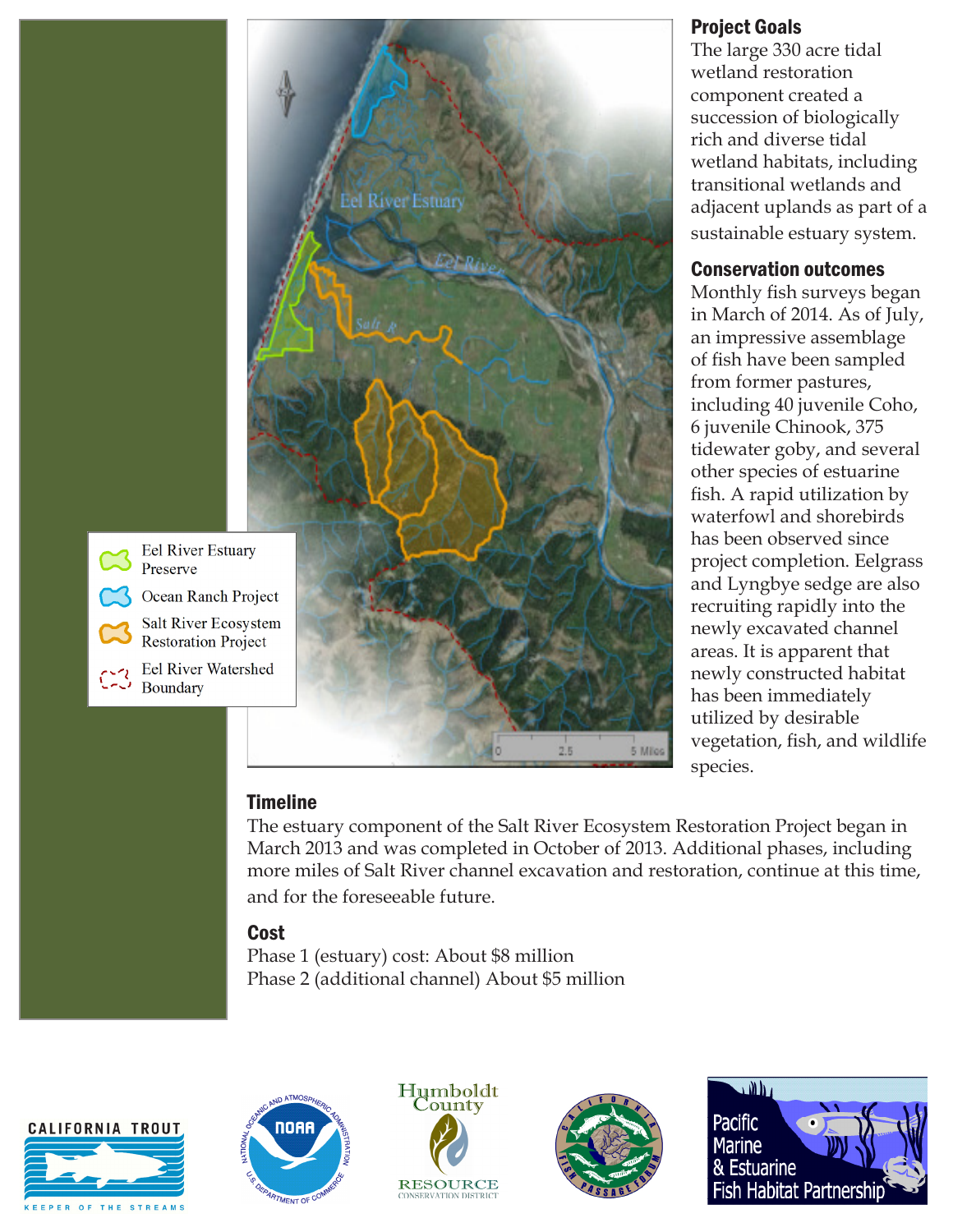Eel River Estuary

Eel River

Salt R

0 2.5 5 Miles

Eel River Estuary Preserve

Ocean Ranch Project

Salt River Ecosystem Restoration Project

Eel River Watershed Boundary

## Project Goals

The large 330 acre tidal wetland restoration component created a succession of biologically rich and diverse tidal wetland habitats, including transitional wetlands and adjacent uplands as part of a sustainable estuary system.

## Conservation outcomes

Monthly fish surveys began in March of 2014. As of July, an impressive assemblage of fish have been sampled from former pastures, including 40 juvenile Coho, 6 juvenile Chinook, 375 tidewater goby, and several other species of estuarine fish. A rapid utilization by waterfowl and shorebirds has been observed since project completion. Eelgrass and Lyngbye sedge are also recruiting rapidly into the newly excavated channel areas. It is apparent that newly constructed habitat has been immediately utilized by desirable vegetation, fish, and wildlife species.

## Timeline

The estuary component of the Salt River Ecosystem Restoration Project began in March 2013 and was completed in October of 2013. Additional phases, including more miles of Salt River channel excavation and restoration, continue at this time, and for the foreseeable future.

## Cost

Phase 1 (estuary) cost: About $8 million

Phase 2 (additional channel) About $5 million

CALIFORNIA TROUT — KEEPER OF THE STREAMS

NOAA — NATIONAL OCEANIC AND ATMOSPHERIC ADMINISTRATION — U.S. DEPARTMENT OF COMMERCE

Humboldt County RESOURCE CONSERVATION DISTRICT

CALIFORNIA FISH PASSAGE FORUM

Pacific Marine & Estuarine Fish Habitat Partnership